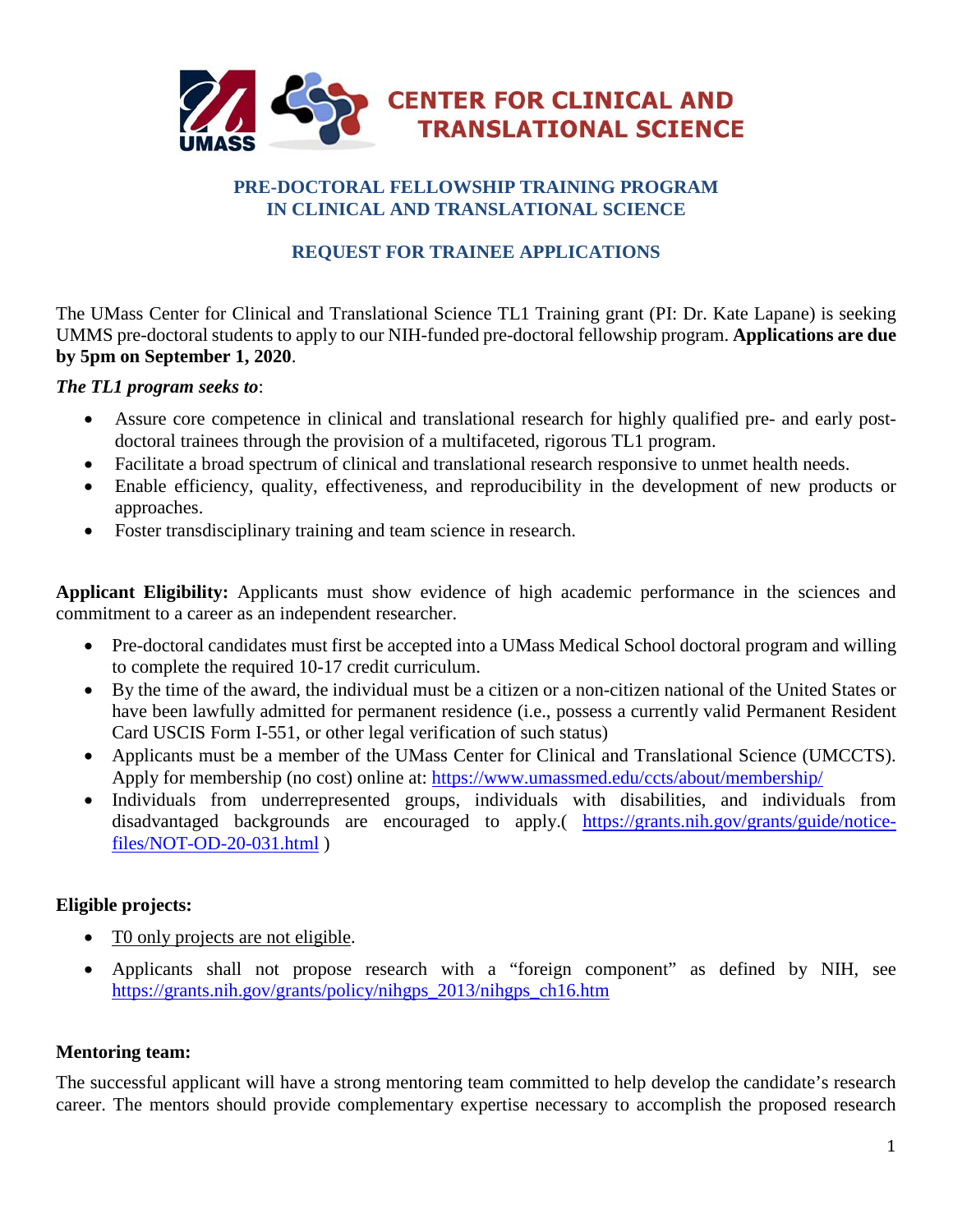# CENTER FOR CLINICAL AND TRANSLATIONAL SCIENCE

## PRE-DOCTORAL FELLOWSHIP TRAINING PROGRAM IN CLINICAL AND TRANSLATIONAL SCIENCE

## REQUEST FOR TRAINEE APPLICATIONS

The UMass Center for Clinical and Translational Science TL1 Training grant (PI: Dr. Kate Lapane) is seeking UMMS pre-doctoral students to apply to our NIH-funded pre-doctoral fellowship program. **Applications are due by 5pm on September 1, 2020**.

***The TL1 program seeks to***:

- Assure core competence in clinical and translational research for highly qualified pre- and early post-doctoral trainees through the provision of a multifaceted, rigorous TL1 program.
- Facilitate a broad spectrum of clinical and translational research responsive to unmet health needs.
- Enable efficiency, quality, effectiveness, and reproducibility in the development of new products or approaches.
- Foster transdisciplinary training and team science in research.

**Applicant Eligibility:** Applicants must show evidence of high academic performance in the sciences and commitment to a career as an independent researcher.

- Pre-doctoral candidates must first be accepted into a UMass Medical School doctoral program and willing to complete the required 10-17 credit curriculum.
- By the time of the award, the individual must be a citizen or a non-citizen national of the United States or have been lawfully admitted for permanent residence (i.e., possess a currently valid Permanent Resident Card USCIS Form I-551, or other legal verification of such status)
- Applicants must be a member of the UMass Center for Clinical and Translational Science (UMCCTS). Apply for membership (no cost) online at: https://www.umassmed.edu/ccts/about/membership/
- Individuals from underrepresented groups, individuals with disabilities, and individuals from disadvantaged backgrounds are encouraged to apply.( https://grants.nih.gov/grants/guide/notice-files/NOT-OD-20-031.html )

**Eligible projects:**

- T0 only projects are not eligible.
- Applicants shall not propose research with a "foreign component" as defined by NIH, see https://grants.nih.gov/grants/policy/nihgps_2013/nihgps_ch16.htm

**Mentoring team:**

The successful applicant will have a strong mentoring team committed to help develop the candidate's research career. The mentors should provide complementary expertise necessary to accomplish the proposed research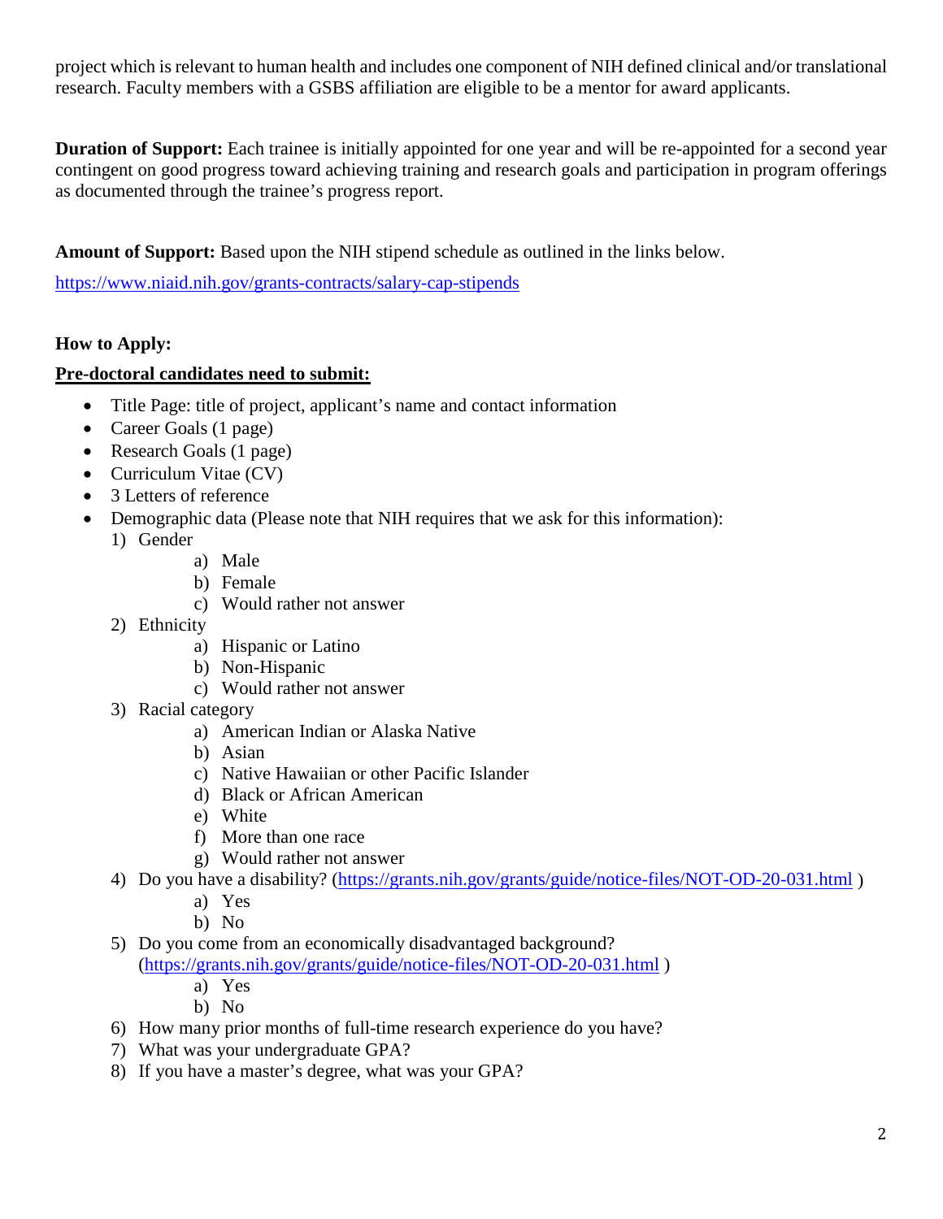project which is relevant to human health and includes one component of NIH defined clinical and/or translational research. Faculty members with a GSBS affiliation are eligible to be a mentor for award applicants.

**Duration of Support:** Each trainee is initially appointed for one year and will be re-appointed for a second year contingent on good progress toward achieving training and research goals and participation in program offerings as documented through the trainee's progress report.

**Amount of Support:** Based upon the NIH stipend schedule as outlined in the links below.

https://www.niaid.nih.gov/grants-contracts/salary-cap-stipends

**How to Apply:**

**<u>Pre-doctoral candidates need to submit:</u>**

- Title Page: title of project, applicant's name and contact information
- Career Goals (1 page)
- Research Goals (1 page)
- Curriculum Vitae (CV)
- 3 Letters of reference
- Demographic data (Please note that NIH requires that we ask for this information):

1) Gender
    a) Male
    b) Female
    c) Would rather not answer
2) Ethnicity
    a) Hispanic or Latino
    b) Non-Hispanic
    c) Would rather not answer
3) Racial category
    a) American Indian or Alaska Native
    b) Asian
    c) Native Hawaiian or other Pacific Islander
    d) Black or African American
    e) White
    f) More than one race
    g) Would rather not answer
4) Do you have a disability? (https://grants.nih.gov/grants/guide/notice-files/NOT-OD-20-031.html )
    a) Yes
    b) No
5) Do you come from an economically disadvantaged background? (https://grants.nih.gov/grants/guide/notice-files/NOT-OD-20-031.html )
    a) Yes
    b) No
6) How many prior months of full-time research experience do you have?
7) What was your undergraduate GPA?
8) If you have a master's degree, what was your GPA?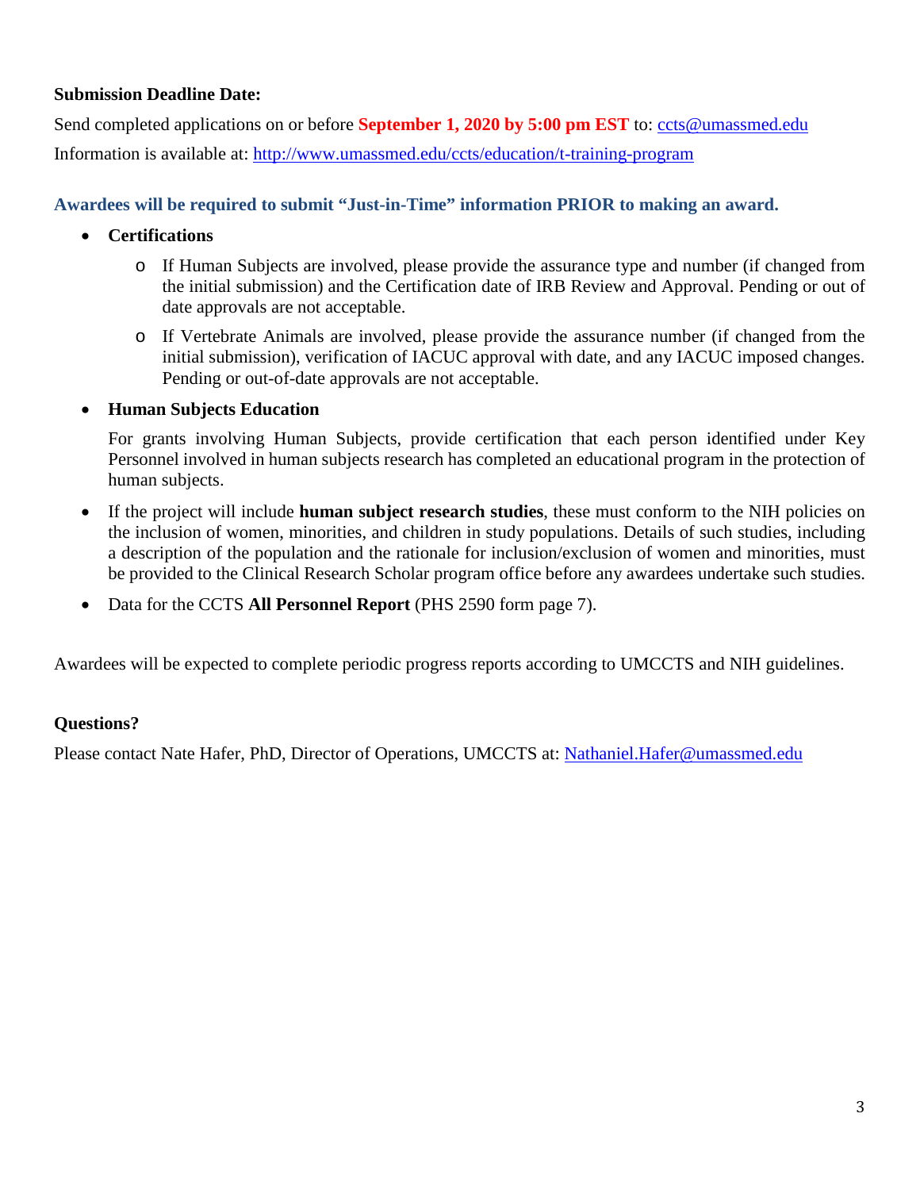**Submission Deadline Date:**

Send completed applications on or before **September 1, 2020 by 5:00 pm EST** to: ccts@umassmed.edu

Information is available at: http://www.umassmed.edu/ccts/education/t-training-program

**Awardees will be required to submit "Just-in-Time" information PRIOR to making an award.**

- **Certifications**
  - If Human Subjects are involved, please provide the assurance type and number (if changed from the initial submission) and the Certification date of IRB Review and Approval. Pending or out of date approvals are not acceptable.
  - If Vertebrate Animals are involved, please provide the assurance number (if changed from the initial submission), verification of IACUC approval with date, and any IACUC imposed changes. Pending or out-of-date approvals are not acceptable.
- **Human Subjects Education**

  For grants involving Human Subjects, provide certification that each person identified under Key Personnel involved in human subjects research has completed an educational program in the protection of human subjects.
- If the project will include **human subject research studies**, these must conform to the NIH policies on the inclusion of women, minorities, and children in study populations. Details of such studies, including a description of the population and the rationale for inclusion/exclusion of women and minorities, must be provided to the Clinical Research Scholar program office before any awardees undertake such studies.
- Data for the CCTS **All Personnel Report** (PHS 2590 form page 7).

Awardees will be expected to complete periodic progress reports according to UMCCTS and NIH guidelines.

**Questions?**

Please contact Nate Hafer, PhD, Director of Operations, UMCCTS at: Nathaniel.Hafer@umassmed.edu